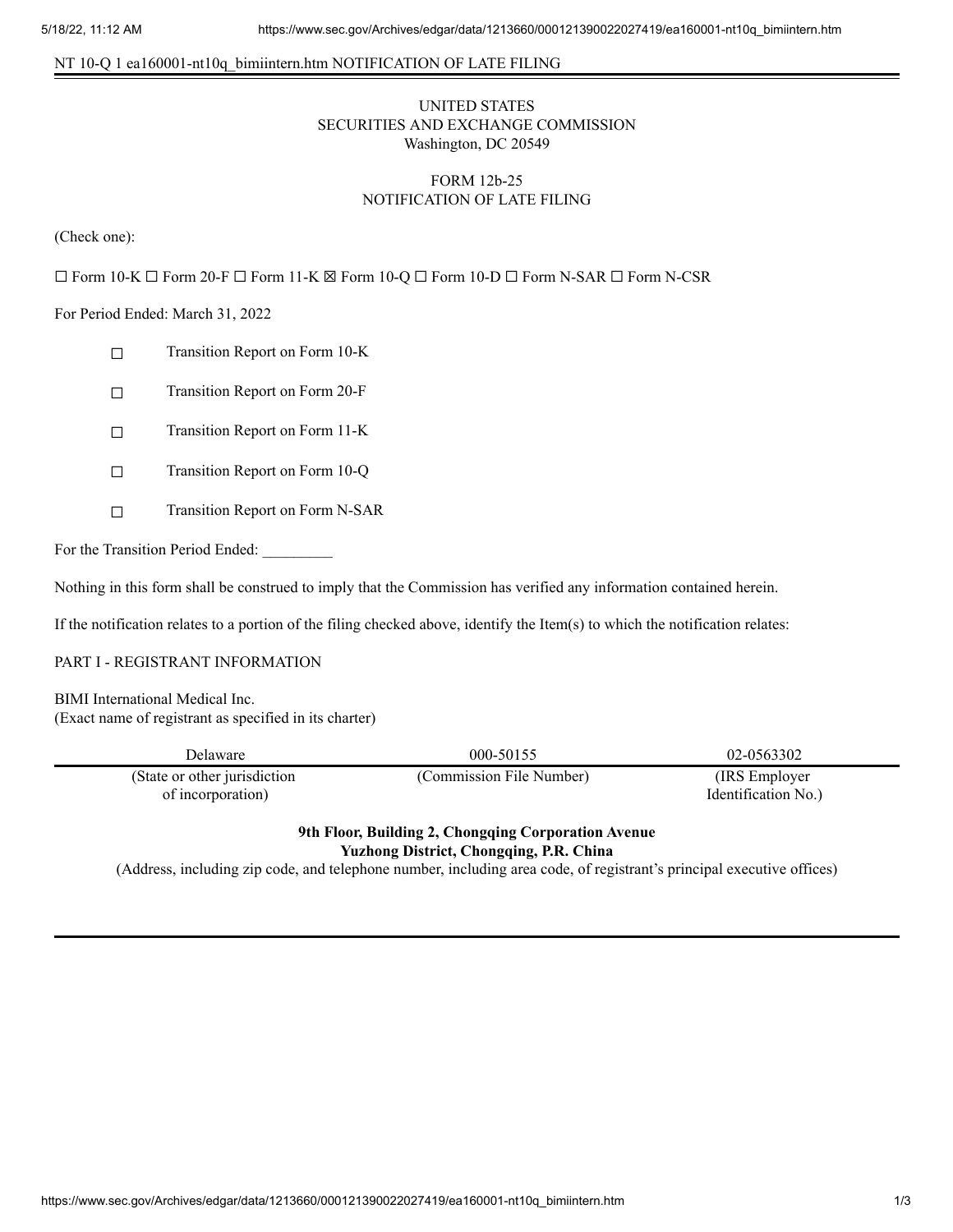NT 10-Q 1 ea160001-nt10q_bimiintern.htm NOTIFICATION OF LATE FILING

UNITED STATES
SECURITIES AND EXCHANGE COMMISSION
Washington, DC 20549

FORM 12b-25
NOTIFICATION OF LATE FILING

(Check one):

☐ Form 10-K ☐ Form 20-F ☐ Form 11-K ☒ Form 10-Q ☐ Form 10-D ☐ Form N-SAR ☐ Form N-CSR

For Period Ended: March 31, 2022

☐ Transition Report on Form 10-K

☐ Transition Report on Form 20-F

☐ Transition Report on Form 11-K

☐ Transition Report on Form 10-Q

☐ Transition Report on Form N-SAR

For the Transition Period Ended: _________

Nothing in this form shall be construed to imply that the Commission has verified any information contained herein.

If the notification relates to a portion of the filing checked above, identify the Item(s) to which the notification relates:

PART I - REGISTRANT INFORMATION

BIMI International Medical Inc.
(Exact name of registrant as specified in its charter)

| Delaware | 000-50155 | 02-0563302 |
|---|---|---|
| (State or other jurisdiction of incorporation) | (Commission File Number) | (IRS Employer Identification No.) |

**9th Floor, Building 2, Chongqing Corporation Avenue**
**Yuzhong District, Chongqing, P.R. China**
(Address, including zip code, and telephone number, including area code, of registrant's principal executive offices)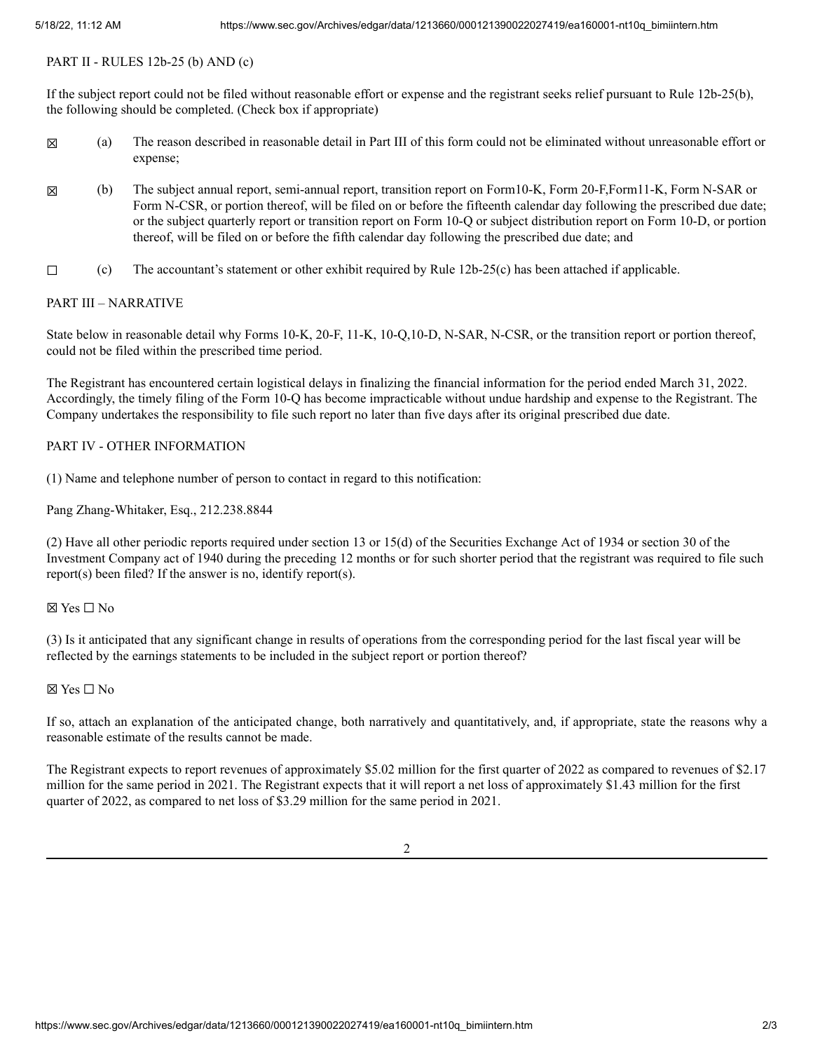PART II - RULES 12b-25 (b) AND (c)

If the subject report could not be filed without reasonable effort or expense and the registrant seeks relief pursuant to Rule 12b-25(b), the following should be completed. (Check box if appropriate)

☒ (a) The reason described in reasonable detail in Part III of this form could not be eliminated without unreasonable effort or expense;

☒ (b) The subject annual report, semi-annual report, transition report on Form10-K, Form 20-F,Form11-K, Form N-SAR or Form N-CSR, or portion thereof, will be filed on or before the fifteenth calendar day following the prescribed due date; or the subject quarterly report or transition report on Form 10-Q or subject distribution report on Form 10-D, or portion thereof, will be filed on or before the fifth calendar day following the prescribed due date; and

☐ (c) The accountant's statement or other exhibit required by Rule 12b-25(c) has been attached if applicable.

PART III – NARRATIVE

State below in reasonable detail why Forms 10-K, 20-F, 11-K, 10-Q,10-D, N-SAR, N-CSR, or the transition report or portion thereof, could not be filed within the prescribed time period.

The Registrant has encountered certain logistical delays in finalizing the financial information for the period ended March 31, 2022. Accordingly, the timely filing of the Form 10-Q has become impracticable without undue hardship and expense to the Registrant. The Company undertakes the responsibility to file such report no later than five days after its original prescribed due date.

PART IV - OTHER INFORMATION

(1) Name and telephone number of person to contact in regard to this notification:

Pang Zhang-Whitaker, Esq., 212.238.8844

(2) Have all other periodic reports required under section 13 or 15(d) of the Securities Exchange Act of 1934 or section 30 of the Investment Company act of 1940 during the preceding 12 months or for such shorter period that the registrant was required to file such report(s) been filed? If the answer is no, identify report(s).

☒ Yes ☐ No

(3) Is it anticipated that any significant change in results of operations from the corresponding period for the last fiscal year will be reflected by the earnings statements to be included in the subject report or portion thereof?

☒ Yes ☐ No

If so, attach an explanation of the anticipated change, both narratively and quantitatively, and, if appropriate, state the reasons why a reasonable estimate of the results cannot be made.

The Registrant expects to report revenues of approximately $5.02 million for the first quarter of 2022 as compared to revenues of $2.17 million for the same period in 2021. The Registrant expects that it will report a net loss of approximately $1.43 million for the first quarter of 2022, as compared to net loss of $3.29 million for the same period in 2021.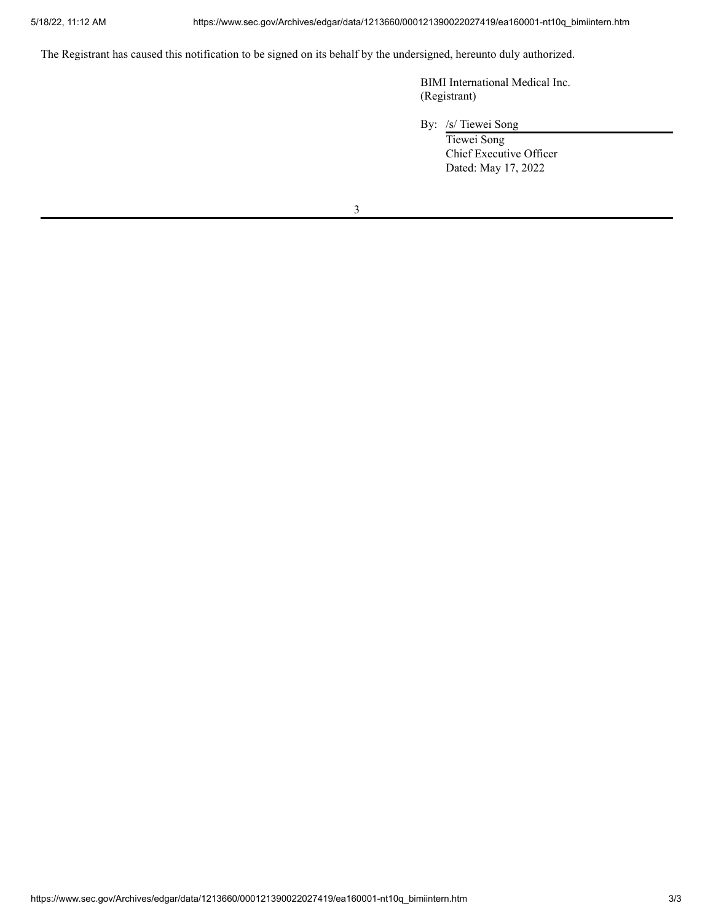The Registrant has caused this notification to be signed on its behalf by the undersigned, hereunto duly authorized.

BIMI International Medical Inc.
(Registrant)

By: /s/ Tiewei Song
Tiewei Song
Chief Executive Officer
Dated: May 17, 2022